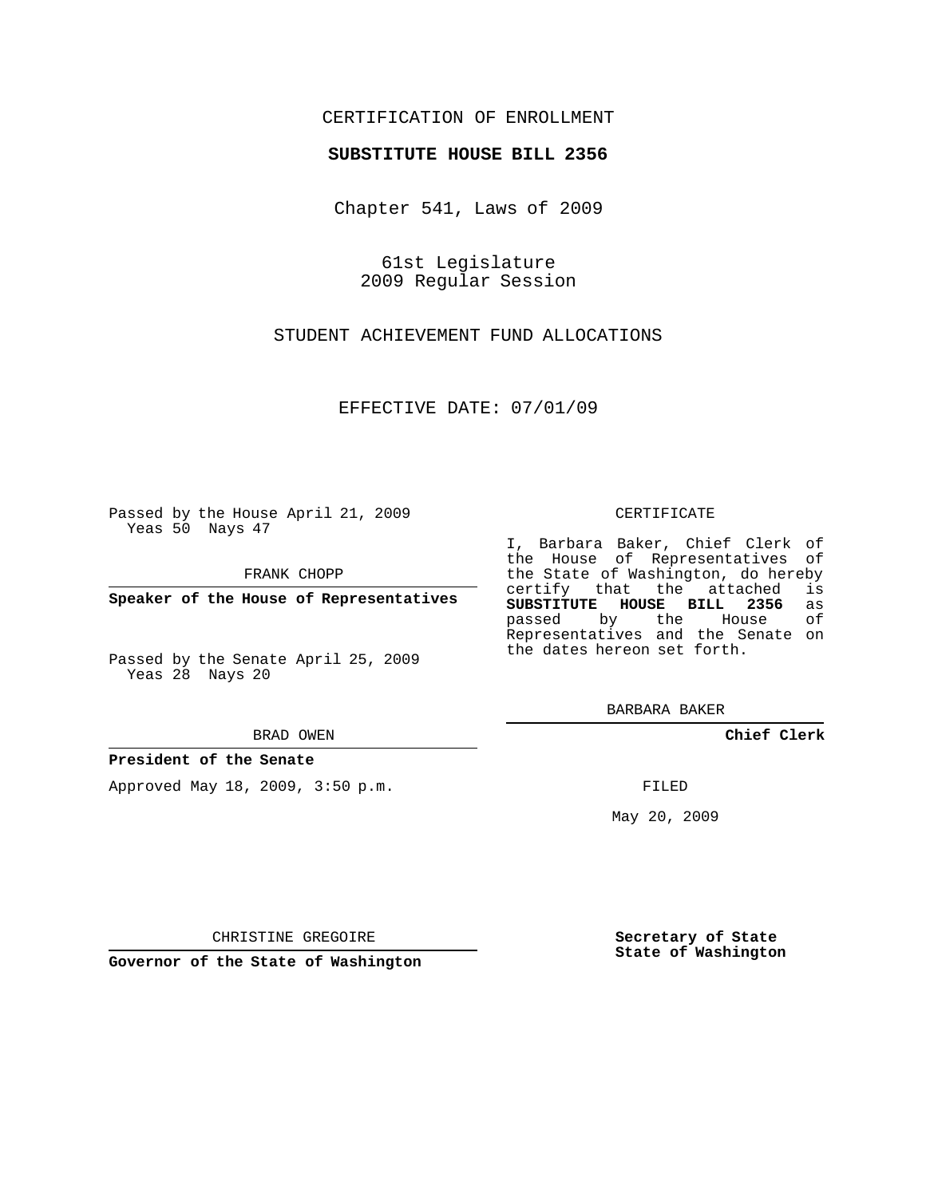CERTIFICATION OF ENROLLMENT

**SUBSTITUTE HOUSE BILL 2356**

Chapter 541, Laws of 2009

61st Legislature
2009 Regular Session

STUDENT ACHIEVEMENT FUND ALLOCATIONS

EFFECTIVE DATE: 07/01/09

Passed by the House April 21, 2009
Yeas 50 Nays 47

FRANK CHOPP

**Speaker of the House of Representatives**

Passed by the Senate April 25, 2009
Yeas 28 Nays 20

BRAD OWEN

**President of the Senate**

Approved May 18, 2009, 3:50 p.m.

CHRISTINE GREGOIRE

**Governor of the State of Washington**

CERTIFICATE

I, Barbara Baker, Chief Clerk of the House of Representatives of the State of Washington, do hereby certify that the attached is **SUBSTITUTE HOUSE BILL 2356** as passed by the House of Representatives and the Senate on the dates hereon set forth.

BARBARA BAKER

**Chief Clerk**

FILED

May 20, 2009

**Secretary of State**
**State of Washington**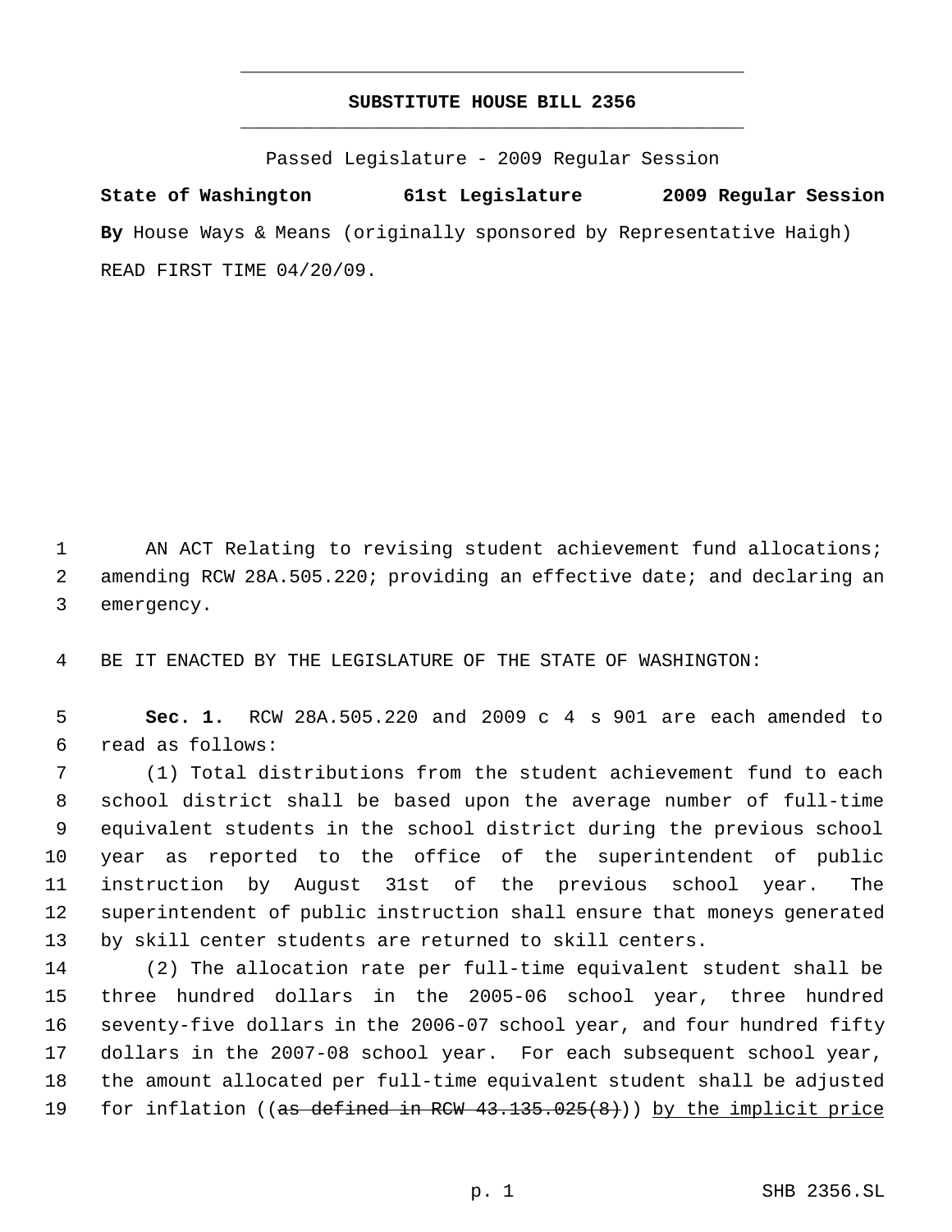# SUBSTITUTE HOUSE BILL 2356

Passed Legislature - 2009 Regular Session

**State of Washington 61st Legislature 2009 Regular Session**

**By** House Ways & Means (originally sponsored by Representative Haigh)

READ FIRST TIME 04/20/09.

AN ACT Relating to revising student achievement fund allocations; amending RCW 28A.505.220; providing an effective date; and declaring an emergency.

BE IT ENACTED BY THE LEGISLATURE OF THE STATE OF WASHINGTON:

**Sec. 1.** RCW 28A.505.220 and 2009 c 4 s 901 are each amended to read as follows:

(1) Total distributions from the student achievement fund to each school district shall be based upon the average number of full-time equivalent students in the school district during the previous school year as reported to the office of the superintendent of public instruction by August 31st of the previous school year. The superintendent of public instruction shall ensure that moneys generated by skill center students are returned to skill centers.

(2) The allocation rate per full-time equivalent student shall be three hundred dollars in the 2005-06 school year, three hundred seventy-five dollars in the 2006-07 school year, and four hundred fifty dollars in the 2007-08 school year. For each subsequent school year, the amount allocated per full-time equivalent student shall be adjusted for inflation ((~~as defined in RCW 43.135.025(8)~~)) <u>by the implicit price</u>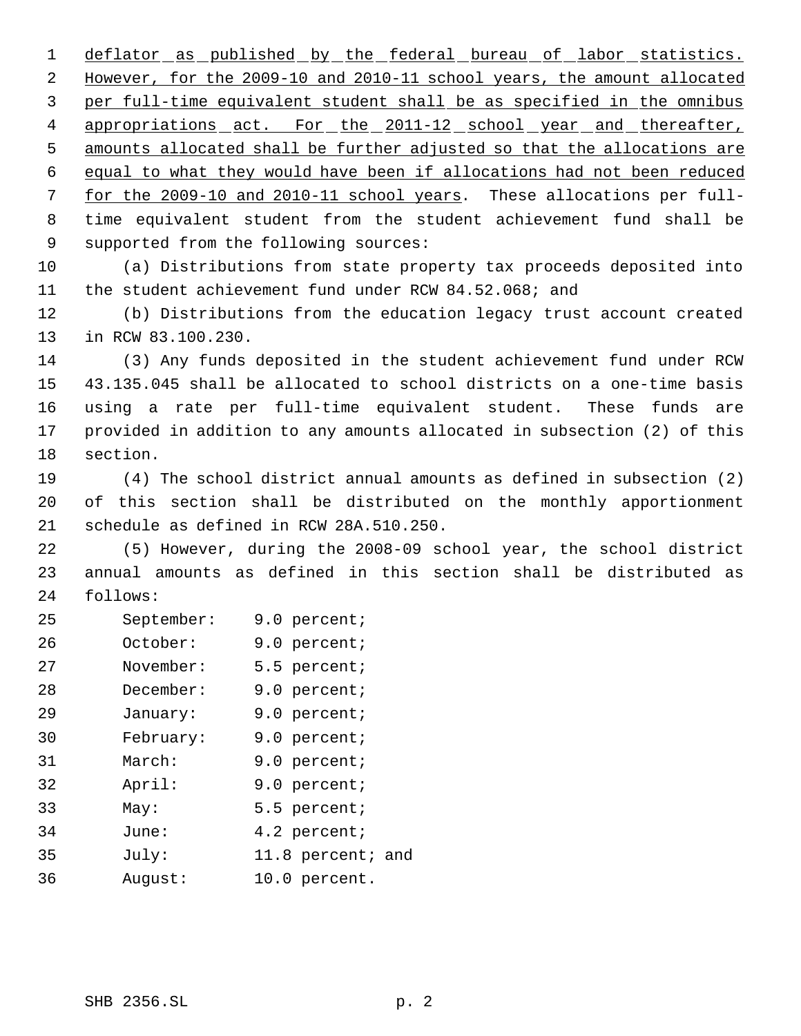deflator as published by the federal bureau of labor statistics. However, for the 2009-10 and 2010-11 school years, the amount allocated per full-time equivalent student shall be as specified in the omnibus appropriations act. For the 2011-12 school year and thereafter, amounts allocated shall be further adjusted so that the allocations are equal to what they would have been if allocations had not been reduced for the 2009-10 and 2010-11 school years. These allocations per full-time equivalent student from the student achievement fund shall be supported from the following sources:

(a) Distributions from state property tax proceeds deposited into the student achievement fund under RCW 84.52.068; and

(b) Distributions from the education legacy trust account created in RCW 83.100.230.

(3) Any funds deposited in the student achievement fund under RCW 43.135.045 shall be allocated to school districts on a one-time basis using a rate per full-time equivalent student. These funds are provided in addition to any amounts allocated in subsection (2) of this section.

(4) The school district annual amounts as defined in subsection (2) of this section shall be distributed on the monthly apportionment schedule as defined in RCW 28A.510.250.

(5) However, during the 2008-09 school year, the school district annual amounts as defined in this section shall be distributed as follows:

September: 9.0 percent;
October: 9.0 percent;
November: 5.5 percent;
December: 9.0 percent;
January: 9.0 percent;
February: 9.0 percent;
March: 9.0 percent;
April: 9.0 percent;
May: 5.5 percent;
June: 4.2 percent;
July: 11.8 percent; and
August: 10.0 percent.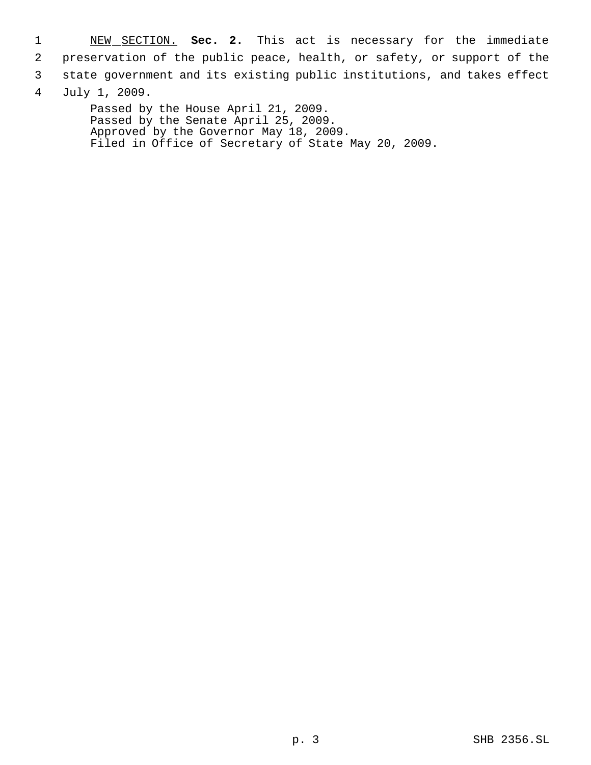NEW SECTION. **Sec. 2.** This act is necessary for the immediate preservation of the public peace, health, or safety, or support of the state government and its existing public institutions, and takes effect July 1, 2009.

Passed by the House April 21, 2009.
Passed by the Senate April 25, 2009.
Approved by the Governor May 18, 2009.
Filed in Office of Secretary of State May 20, 2009.